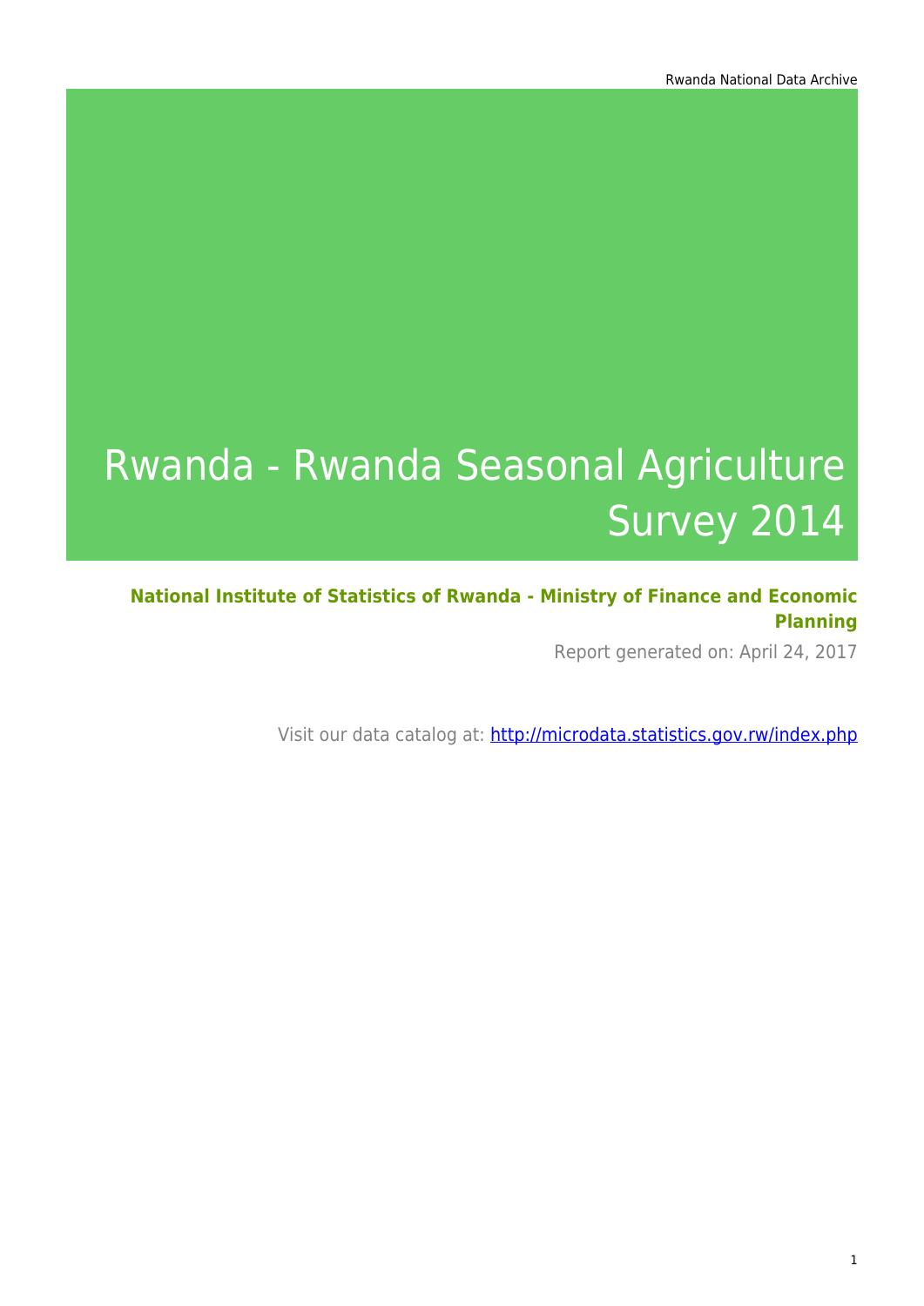# Rwanda - Rwanda Seasonal Agriculture Survey 2014

**National Institute of Statistics of Rwanda - Ministry of Finance and Economic Planning**

Report generated on: April 24, 2017

Visit our data catalog at: http://microdata.statistics.gov.rw/index.php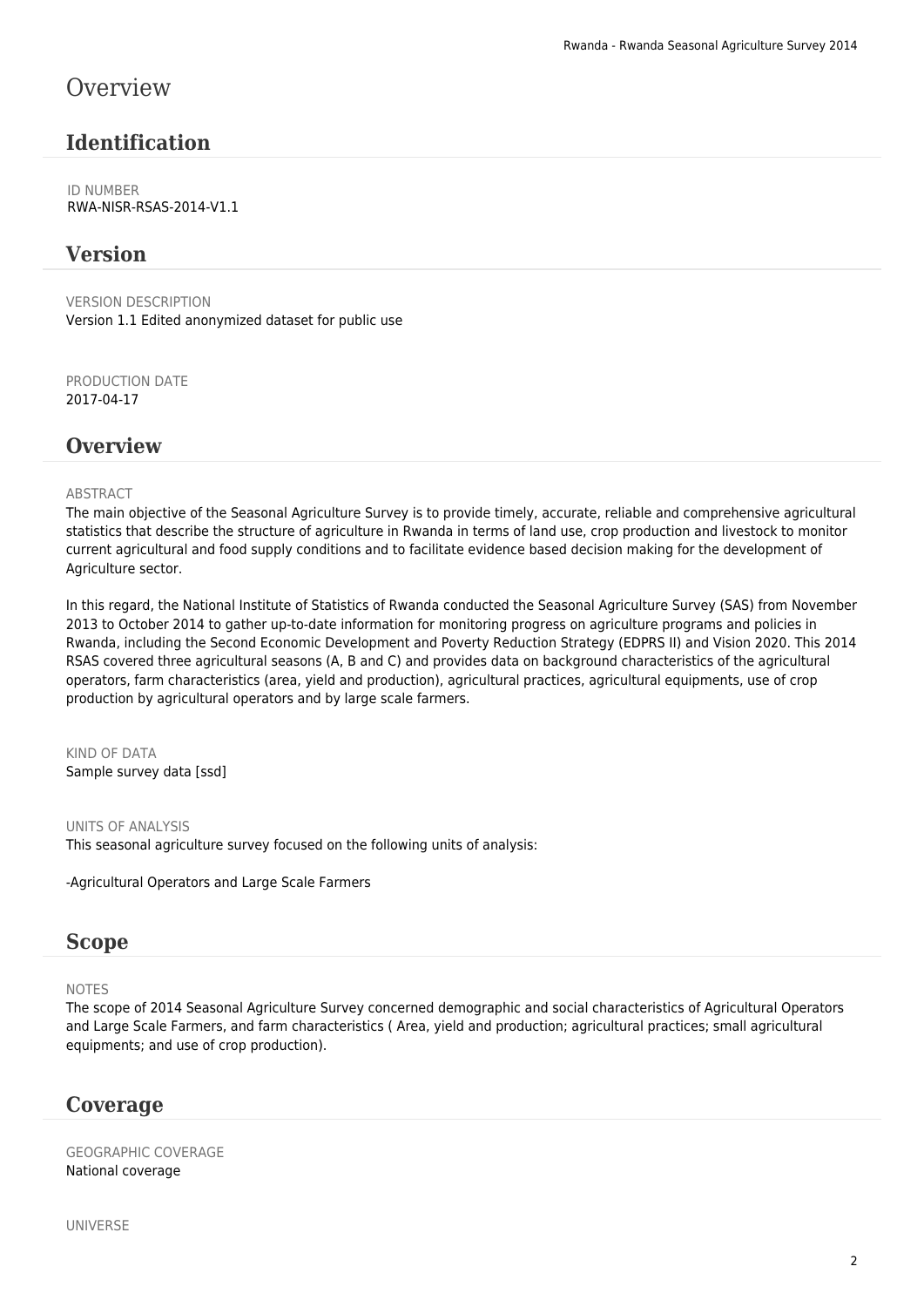# Overview

## Identification

ID NUMBER
RWA-NISR-RSAS-2014-V1.1

## Version

VERSION DESCRIPTION
Version 1.1 Edited anonymized dataset for public use

PRODUCTION DATE
2017-04-17

## Overview

ABSTRACT
The main objective of the Seasonal Agriculture Survey is to provide timely, accurate, reliable and comprehensive agricultural statistics that describe the structure of agriculture in Rwanda in terms of land use, crop production and livestock to monitor current agricultural and food supply conditions and to facilitate evidence based decision making for the development of Agriculture sector.

In this regard, the National Institute of Statistics of Rwanda conducted the Seasonal Agriculture Survey (SAS) from November 2013 to October 2014 to gather up-to-date information for monitoring progress on agriculture programs and policies in Rwanda, including the Second Economic Development and Poverty Reduction Strategy (EDPRS II) and Vision 2020. This 2014 RSAS covered three agricultural seasons (A, B and C) and provides data on background characteristics of the agricultural operators, farm characteristics (area, yield and production), agricultural practices, agricultural equipments, use of crop production by agricultural operators and by large scale farmers.

KIND OF DATA
Sample survey data [ssd]

UNITS OF ANALYSIS
This seasonal agriculture survey focused on the following units of analysis:

-Agricultural Operators and Large Scale Farmers

## Scope

NOTES
The scope of 2014 Seasonal Agriculture Survey concerned demographic and social characteristics of Agricultural Operators and Large Scale Farmers, and farm characteristics ( Area, yield and production; agricultural practices; small agricultural equipments; and use of crop production).

## Coverage

GEOGRAPHIC COVERAGE
National coverage

UNIVERSE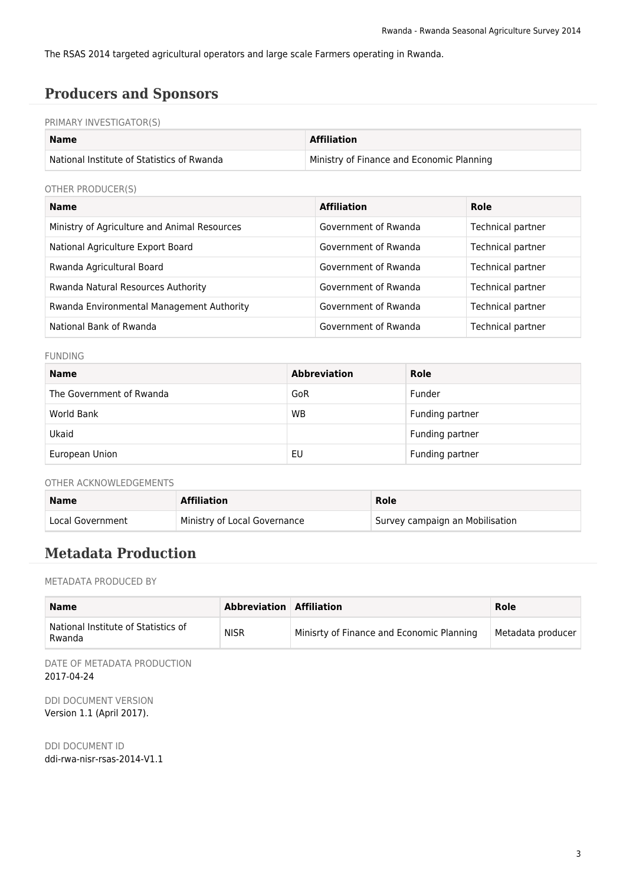The RSAS 2014 targeted agricultural operators and large scale Farmers operating in Rwanda.

## Producers and Sponsors

PRIMARY INVESTIGATOR(S)

| Name | Affiliation |
|---|---|
| National Institute of Statistics of Rwanda | Ministry of Finance and Economic Planning |

OTHER PRODUCER(S)

| Name | Affiliation | Role |
|---|---|---|
| Ministry of Agriculture and Animal Resources | Government of Rwanda | Technical partner |
| National Agriculture Export Board | Government of Rwanda | Technical partner |
| Rwanda Agricultural Board | Government of Rwanda | Technical partner |
| Rwanda Natural Resources Authority | Government of Rwanda | Technical partner |
| Rwanda Environmental Management Authority | Government of Rwanda | Technical partner |
| National Bank of Rwanda | Government of Rwanda | Technical partner |

FUNDING

| Name | Abbreviation | Role |
|---|---|---|
| The Government of Rwanda | GoR | Funder |
| World Bank | WB | Funding partner |
| Ukaid | | Funding partner |
| European Union | EU | Funding partner |

OTHER ACKNOWLEDGEMENTS

| Name | Affiliation | Role |
|---|---|---|
| Local Government | Ministry of Local Governance | Survey campaign an Mobilisation |

## Metadata Production

METADATA PRODUCED BY

| Name | Abbreviation | Affiliation | Role |
|---|---|---|---|
| National Institute of Statistics of Rwanda | NISR | Minisrty of Finance and Economic Planning | Metadata producer |

DATE OF METADATA PRODUCTION
2017-04-24

DDI DOCUMENT VERSION
Version 1.1 (April 2017).

DDI DOCUMENT ID
ddi-rwa-nisr-rsas-2014-V1.1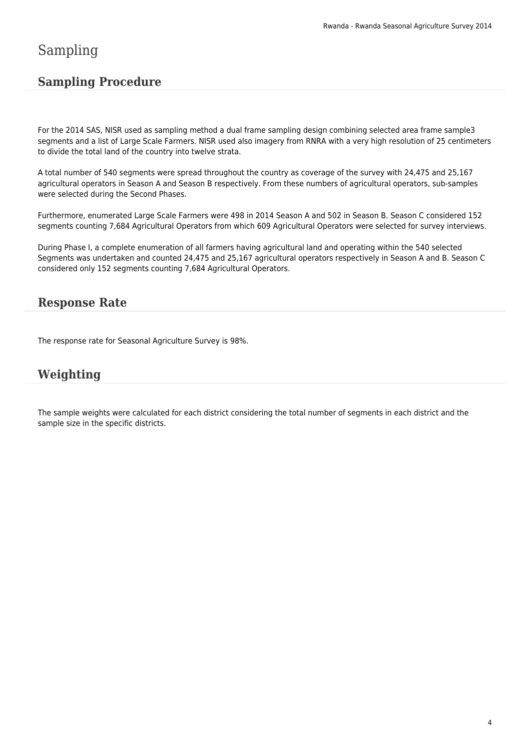# Sampling

## Sampling Procedure

For the 2014 SAS, NISR used as sampling method a dual frame sampling design combining selected area frame sample3 segments and a list of Large Scale Farmers. NISR used also imagery from RNRA with a very high resolution of 25 centimeters to divide the total land of the country into twelve strata.

A total number of 540 segments were spread throughout the country as coverage of the survey with 24,475 and 25,167 agricultural operators in Season A and Season B respectively. From these numbers of agricultural operators, sub-samples were selected during the Second Phases.

Furthermore, enumerated Large Scale Farmers were 498 in 2014 Season A and 502 in Season B. Season C considered 152 segments counting 7,684 Agricultural Operators from which 609 Agricultural Operators were selected for survey interviews.

During Phase I, a complete enumeration of all farmers having agricultural land and operating within the 540 selected Segments was undertaken and counted 24,475 and 25,167 agricultural operators respectively in Season A and B. Season C considered only 152 segments counting 7,684 Agricultural Operators.

## Response Rate

The response rate for Seasonal Agriculture Survey is 98%.

## Weighting

The sample weights were calculated for each district considering the total number of segments in each district and the sample size in the specific districts.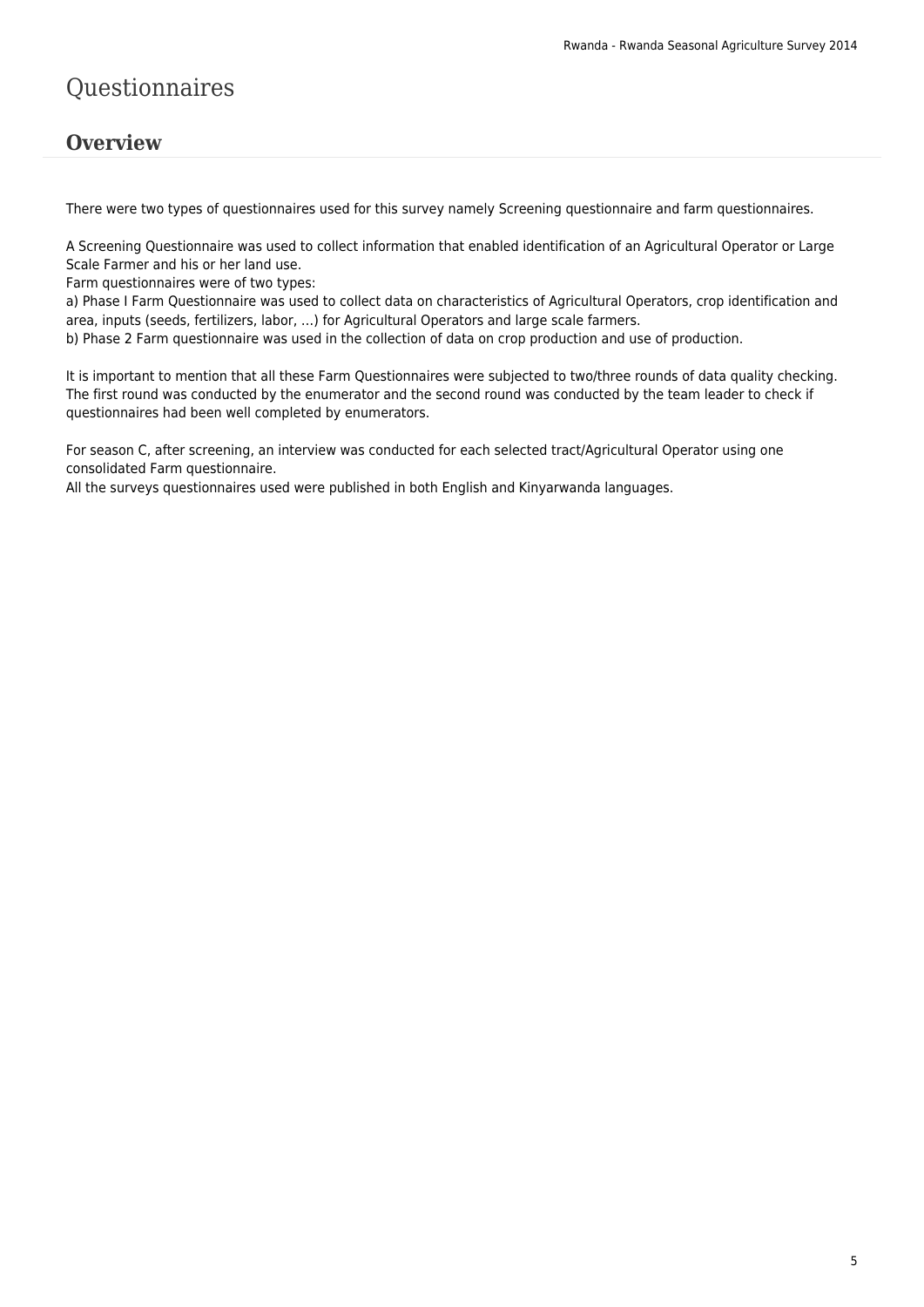# Questionnaires

## Overview

There were two types of questionnaires used for this survey namely Screening questionnaire and farm questionnaires.

A Screening Questionnaire was used to collect information that enabled identification of an Agricultural Operator or Large Scale Farmer and his or her land use.
Farm questionnaires were of two types:
a) Phase I Farm Questionnaire was used to collect data on characteristics of Agricultural Operators, crop identification and area, inputs (seeds, fertilizers, labor, …) for Agricultural Operators and large scale farmers.
b) Phase 2 Farm questionnaire was used in the collection of data on crop production and use of production.

It is important to mention that all these Farm Questionnaires were subjected to two/three rounds of data quality checking. The first round was conducted by the enumerator and the second round was conducted by the team leader to check if questionnaires had been well completed by enumerators.

For season C, after screening, an interview was conducted for each selected tract/Agricultural Operator using one consolidated Farm questionnaire.
All the surveys questionnaires used were published in both English and Kinyarwanda languages.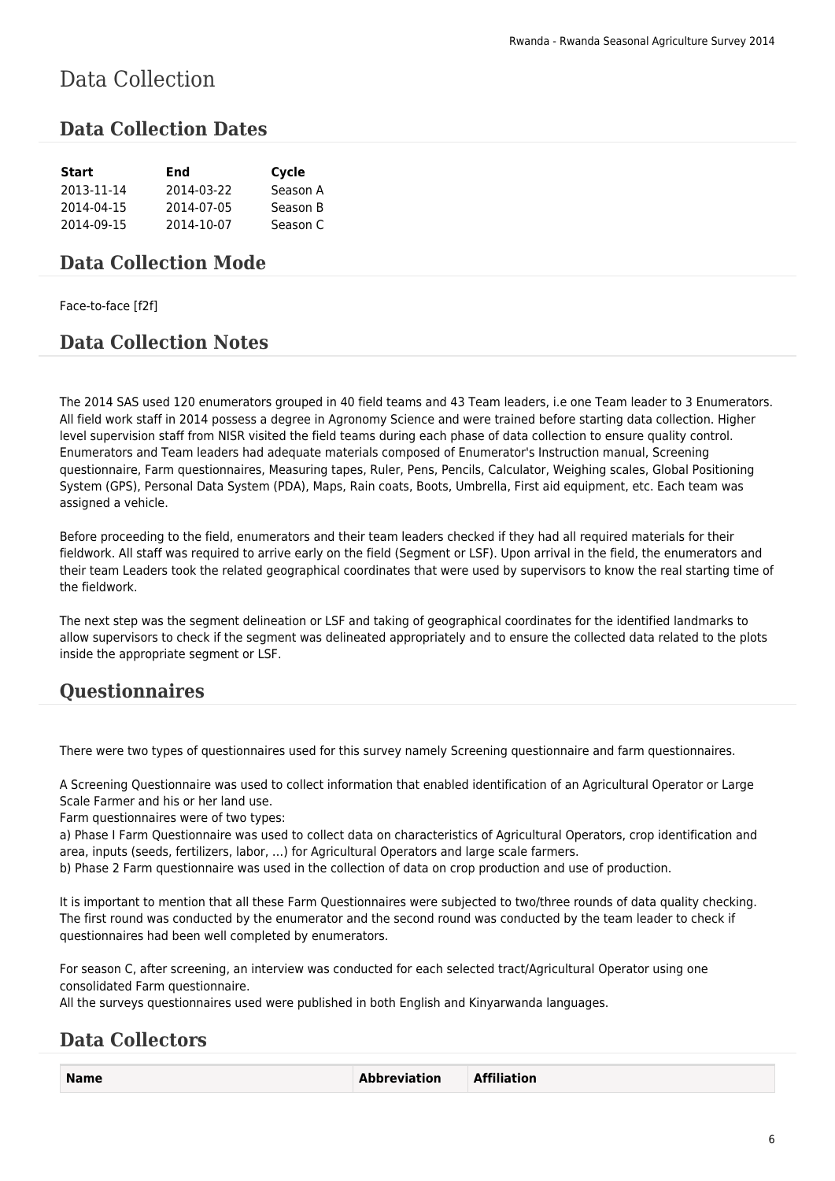# Data Collection

## Data Collection Dates

| Start | End | Cycle |
|---|---|---|
| 2013-11-14 | 2014-03-22 | Season A |
| 2014-04-15 | 2014-07-05 | Season B |
| 2014-09-15 | 2014-10-07 | Season C |

## Data Collection Mode

Face-to-face [f2f]

## Data Collection Notes

The 2014 SAS used 120 enumerators grouped in 40 field teams and 43 Team leaders, i.e one Team leader to 3 Enumerators. All field work staff in 2014 possess a degree in Agronomy Science and were trained before starting data collection. Higher level supervision staff from NISR visited the field teams during each phase of data collection to ensure quality control. Enumerators and Team leaders had adequate materials composed of Enumerator's Instruction manual, Screening questionnaire, Farm questionnaires, Measuring tapes, Ruler, Pens, Pencils, Calculator, Weighing scales, Global Positioning System (GPS), Personal Data System (PDA), Maps, Rain coats, Boots, Umbrella, First aid equipment, etc. Each team was assigned a vehicle.

Before proceeding to the field, enumerators and their team leaders checked if they had all required materials for their fieldwork. All staff was required to arrive early on the field (Segment or LSF). Upon arrival in the field, the enumerators and their team Leaders took the related geographical coordinates that were used by supervisors to know the real starting time of the fieldwork.

The next step was the segment delineation or LSF and taking of geographical coordinates for the identified landmarks to allow supervisors to check if the segment was delineated appropriately and to ensure the collected data related to the plots inside the appropriate segment or LSF.

## Questionnaires

There were two types of questionnaires used for this survey namely Screening questionnaire and farm questionnaires.

A Screening Questionnaire was used to collect information that enabled identification of an Agricultural Operator or Large Scale Farmer and his or her land use.
Farm questionnaires were of two types:
a) Phase I Farm Questionnaire was used to collect data on characteristics of Agricultural Operators, crop identification and area, inputs (seeds, fertilizers, labor, ...) for Agricultural Operators and large scale farmers.
b) Phase 2 Farm questionnaire was used in the collection of data on crop production and use of production.

It is important to mention that all these Farm Questionnaires were subjected to two/three rounds of data quality checking. The first round was conducted by the enumerator and the second round was conducted by the team leader to check if questionnaires had been well completed by enumerators.

For season C, after screening, an interview was conducted for each selected tract/Agricultural Operator using one consolidated Farm questionnaire.
All the surveys questionnaires used were published in both English and Kinyarwanda languages.

## Data Collectors

| Name | Abbreviation | Affiliation |
|---|---|---|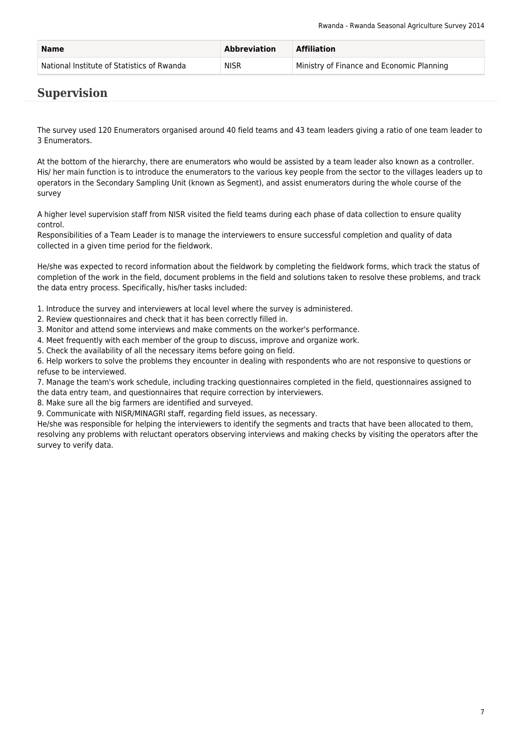| Name | Abbreviation | Affiliation |
| --- | --- | --- |
| National Institute of Statistics of Rwanda | NISR | Ministry of Finance and Economic Planning |

## Supervision

The survey used 120 Enumerators organised around 40 field teams and 43 team leaders giving a ratio of one team leader to 3 Enumerators.

At the bottom of the hierarchy, there are enumerators who would be assisted by a team leader also known as a controller. His/ her main function is to introduce the enumerators to the various key people from the sector to the villages leaders up to operators in the Secondary Sampling Unit (known as Segment), and assist enumerators during the whole course of the survey

A higher level supervision staff from NISR visited the field teams during each phase of data collection to ensure quality control.
Responsibilities of a Team Leader is to manage the interviewers to ensure successful completion and quality of data collected in a given time period for the fieldwork.

He/she was expected to record information about the fieldwork by completing the fieldwork forms, which track the status of completion of the work in the field, document problems in the field and solutions taken to resolve these problems, and track the data entry process. Specifically, his/her tasks included:

1. Introduce the survey and interviewers at local level where the survey is administered.
2. Review questionnaires and check that it has been correctly filled in.
3. Monitor and attend some interviews and make comments on the worker's performance.
4. Meet frequently with each member of the group to discuss, improve and organize work.
5. Check the availability of all the necessary items before going on field.
6. Help workers to solve the problems they encounter in dealing with respondents who are not responsive to questions or refuse to be interviewed.
7. Manage the team's work schedule, including tracking questionnaires completed in the field, questionnaires assigned to the data entry team, and questionnaires that require correction by interviewers.
8. Make sure all the big farmers are identified and surveyed.
9. Communicate with NISR/MINAGRI staff, regarding field issues, as necessary.

He/she was responsible for helping the interviewers to identify the segments and tracts that have been allocated to them, resolving any problems with reluctant operators observing interviews and making checks by visiting the operators after the survey to verify data.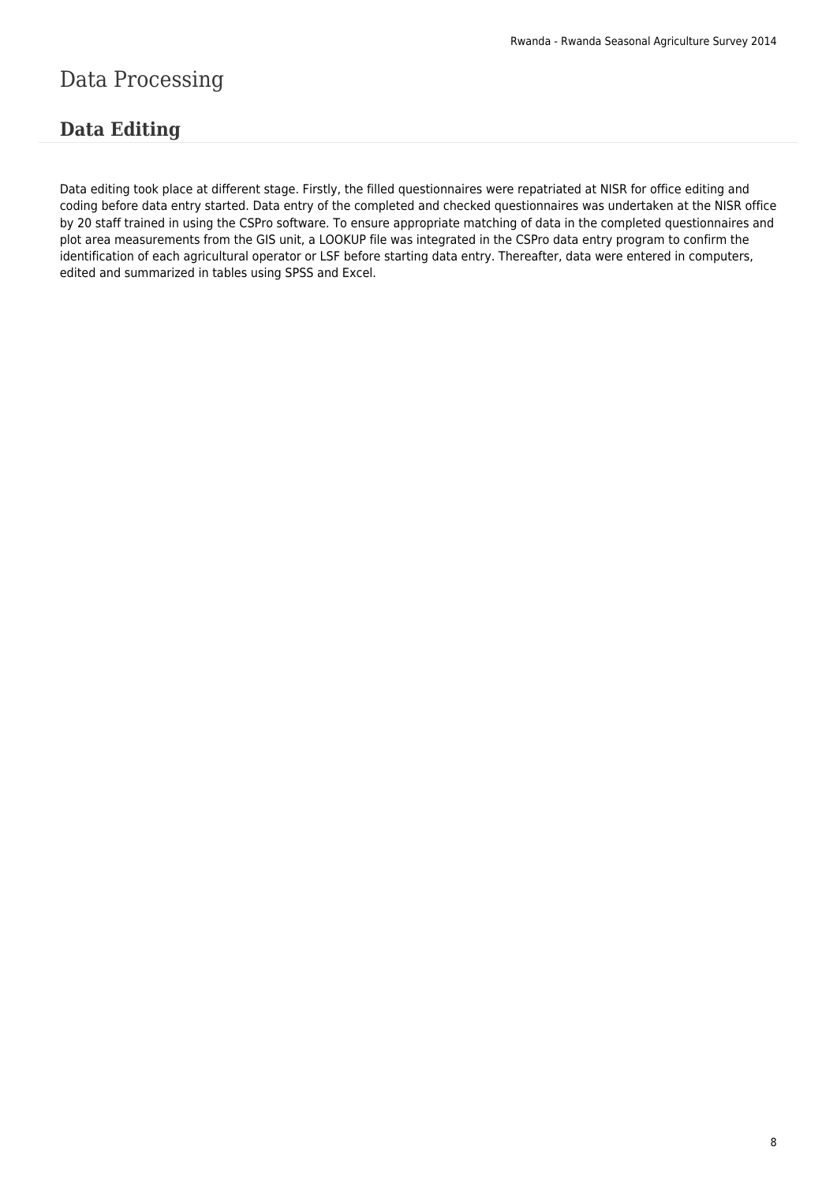# Data Processing

## Data Editing

Data editing took place at different stage. Firstly, the filled questionnaires were repatriated at NISR for office editing and coding before data entry started. Data entry of the completed and checked questionnaires was undertaken at the NISR office by 20 staff trained in using the CSPro software. To ensure appropriate matching of data in the completed questionnaires and plot area measurements from the GIS unit, a LOOKUP file was integrated in the CSPro data entry program to confirm the identification of each agricultural operator or LSF before starting data entry. Thereafter, data were entered in computers, edited and summarized in tables using SPSS and Excel.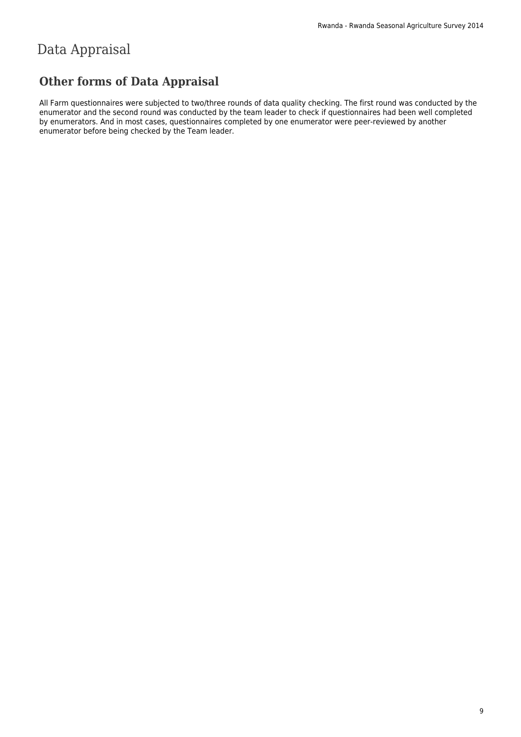# Data Appraisal

## Other forms of Data Appraisal

All Farm questionnaires were subjected to two/three rounds of data quality checking. The first round was conducted by the enumerator and the second round was conducted by the team leader to check if questionnaires had been well completed by enumerators. And in most cases, questionnaires completed by one enumerator were peer-reviewed by another enumerator before being checked by the Team leader.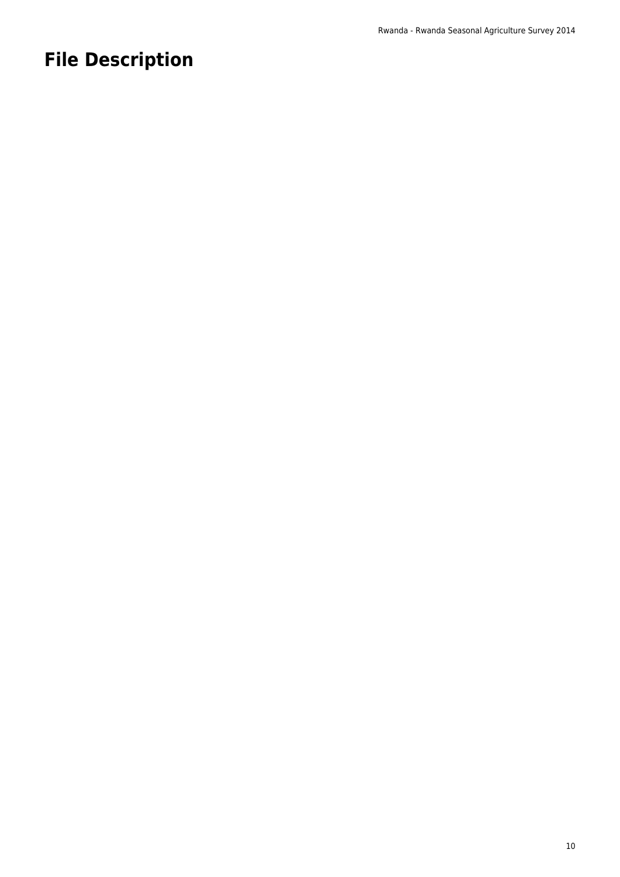# File Description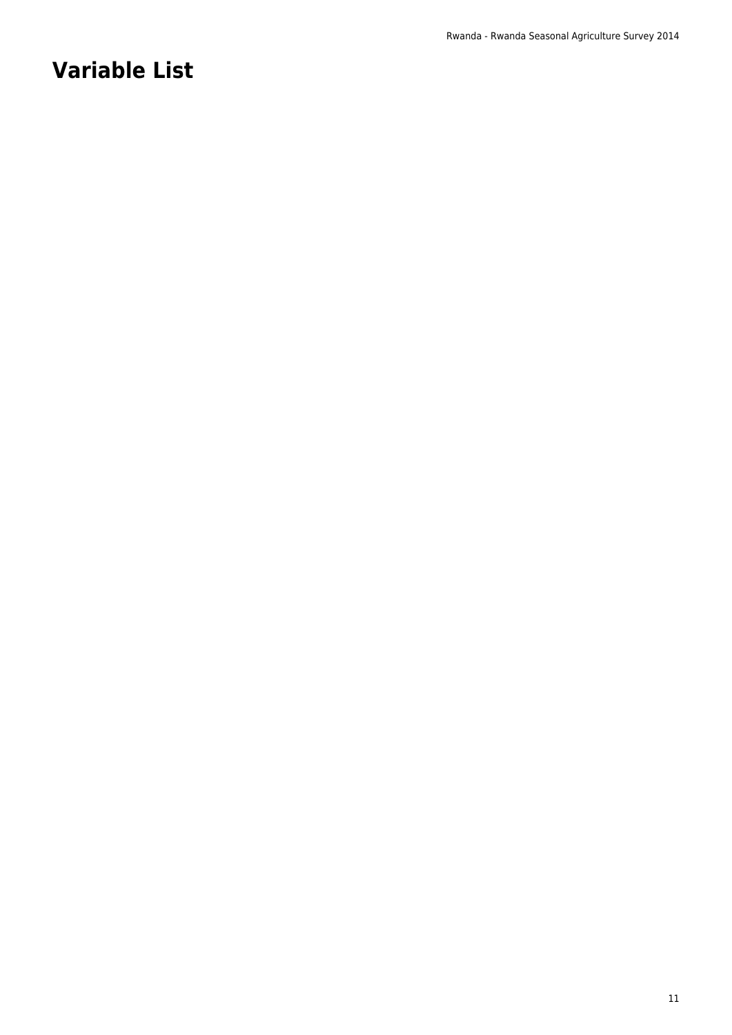# Variable List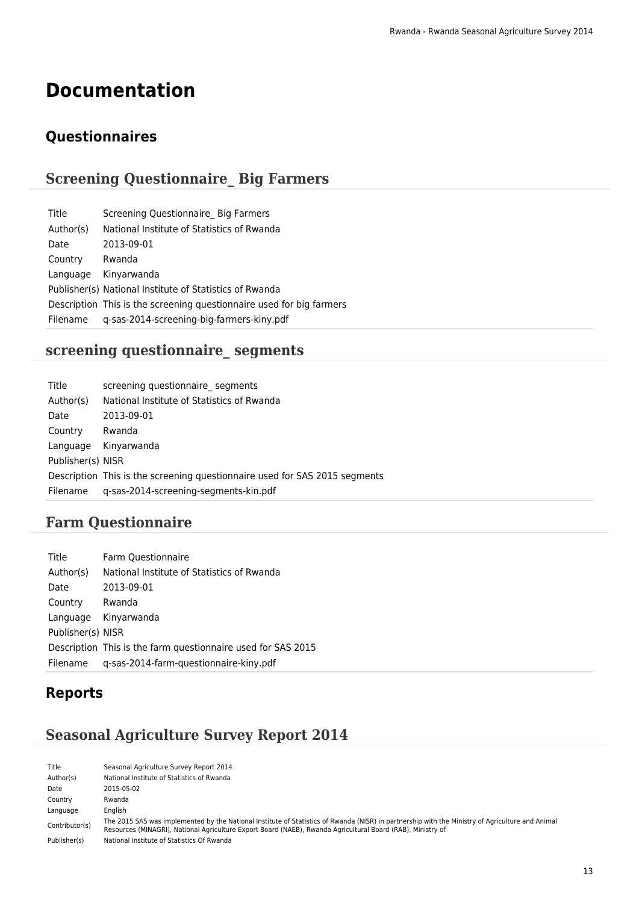# Documentation

## Questionnaires

### Screening Questionnaire_ Big Farmers

| | |
|---|---|
| Title | Screening Questionnaire_ Big Farmers |
| Author(s) | National Institute of Statistics of Rwanda |
| Date | 2013-09-01 |
| Country | Rwanda |
| Language | Kinyarwanda |
| Publisher(s) | National Institute of Statistics of Rwanda |
| Description | This is the screening questionnaire used for big farmers |
| Filename | q-sas-2014-screening-big-farmers-kiny.pdf |

### screening questionnaire_ segments

| | |
|---|---|
| Title | screening questionnaire_ segments |
| Author(s) | National Institute of Statistics of Rwanda |
| Date | 2013-09-01 |
| Country | Rwanda |
| Language | Kinyarwanda |
| Publisher(s) | NISR |
| Description | This is the screening questionnaire used for SAS 2015 segments |
| Filename | q-sas-2014-screening-segments-kin.pdf |

### Farm Questionnaire

| | |
|---|---|
| Title | Farm Questionnaire |
| Author(s) | National Institute of Statistics of Rwanda |
| Date | 2013-09-01 |
| Country | Rwanda |
| Language | Kinyarwanda |
| Publisher(s) | NISR |
| Description | This is the farm questionnaire used for SAS 2015 |
| Filename | q-sas-2014-farm-questionnaire-kiny.pdf |

## Reports

### Seasonal Agriculture Survey Report 2014

| | |
|---|---|
| Title | Seasonal Agriculture Survey Report 2014 |
| Author(s) | National Institute of Statistics of Rwanda |
| Date | 2015-05-02 |
| Country | Rwanda |
| Language | English |
| Contributor(s) | The 2015 SAS was implemented by the National Institute of Statistics of Rwanda (NISR) in partnership with the Ministry of Agriculture and Animal Resources (MINAGRI), National Agriculture Export Board (NAEB), Rwanda Agricultural Board (RAB), Ministry of |
| Publisher(s) | National Institute of Statistics Of Rwanda |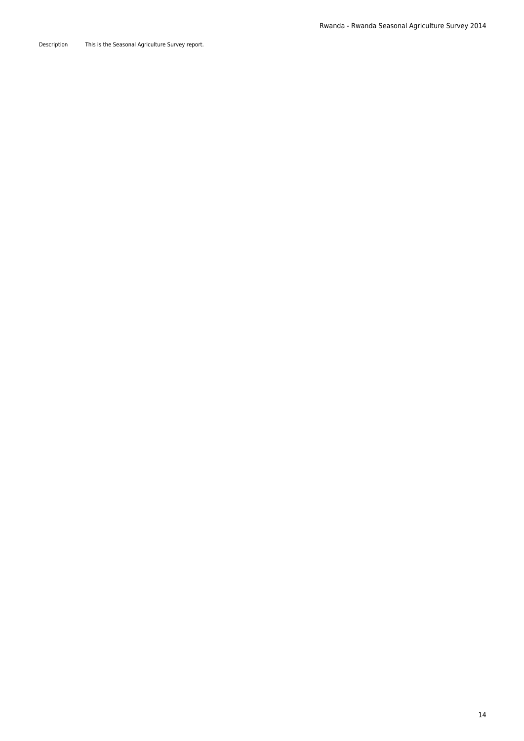| Description | This is the Seasonal Agriculture Survey report. |
| --- | --- |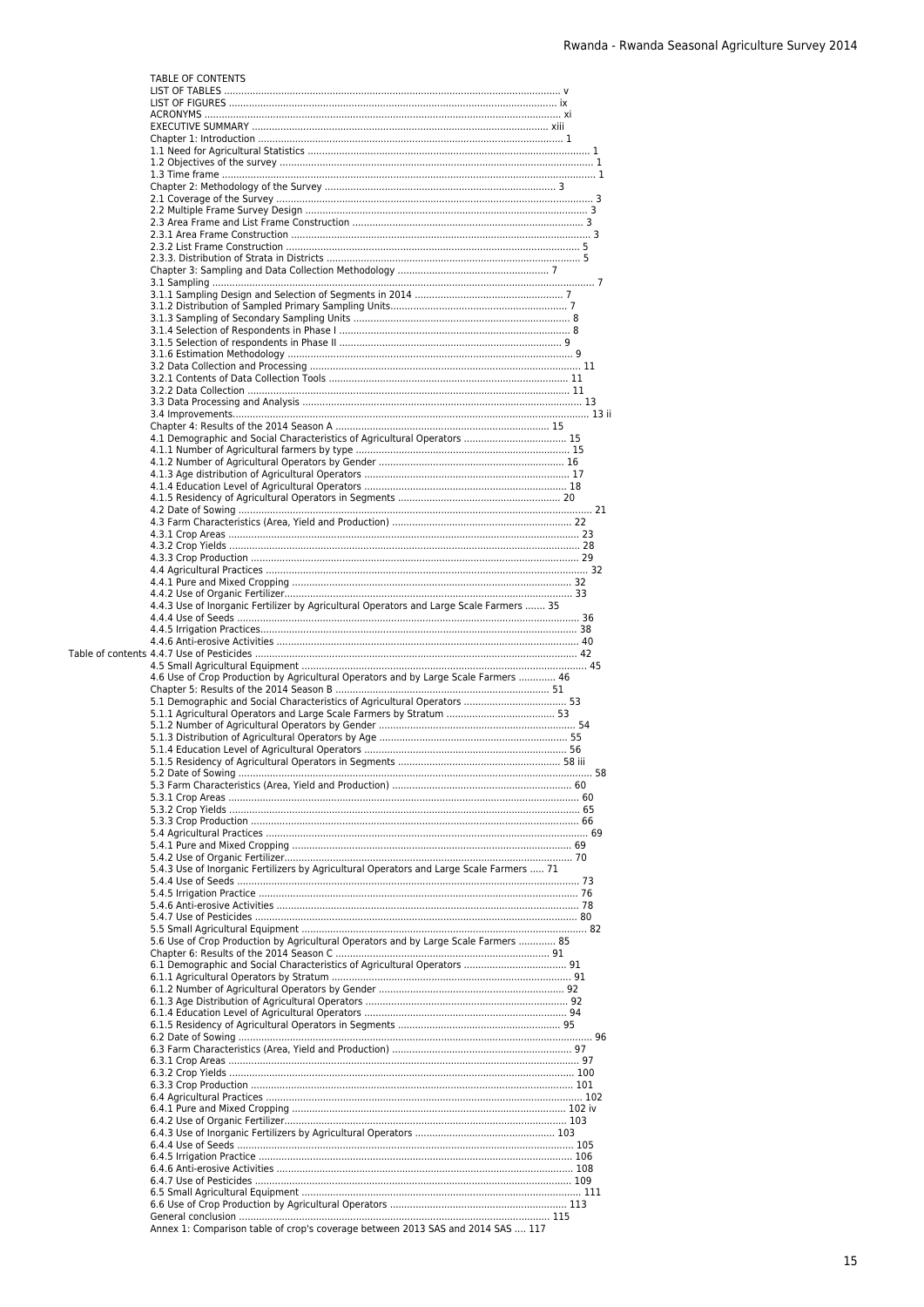TABLE OF CONTENTS

LIST OF TABLES ........................................................................................................ v
LIST OF FIGURES ..................................................................................................... ix
ACRONYMS ............................................................................................................... xi
EXECUTIVE SUMMARY ........................................................................................... xiii
Chapter 1: Introduction ............................................................................................. 1
1.1 Need for Agricultural Statistics ................................................................................. 1
1.2 Objectives of the survey ........................................................................................... 1
1.3 Time frame ................................................................................................................ 1
Chapter 2: Methodology of the Survey ........................................................................ 3
2.1 Coverage of the Survey ............................................................................................ 3
2.2 Multiple Frame Survey Design .................................................................................. 3
2.3 Area Frame and List Frame Construction ................................................................. 3
2.3.1 Area Frame Construction ....................................................................................... 3
2.3.2 List Frame Construction ........................................................................................ 5
2.3.3. Distribution of Strata in Districts ........................................................................... 5
Chapter 3: Sampling and Data Collection Methodology .............................................. 7
3.1 Sampling .................................................................................................................... 7
3.1.1 Sampling Design and Selection of Segments in 2014 ............................................ 7
3.1.2 Distribution of Sampled Primary Sampling Units.................................................... 7
3.1.3 Sampling of Secondary Sampling Units ................................................................. 8
3.1.4 Selection of Respondents in Phase I ..................................................................... 8
3.1.5 Selection of respondents in Phase II ..................................................................... 9
3.1.6 Estimation Methodology ........................................................................................ 9
3.2 Data Collection and Processing ................................................................................ 11
3.2.1 Contents of Data Collection Tools ......................................................................... 11
3.2.2 Data Collection ...................................................................................................... 11
3.3 Data Processing and Analysis ................................................................................... 13
3.4 Improvements.............................................................................................................. 13 ii
Chapter 4: Results of the 2014 Season A ..................................................................... 15
4.1 Demographic and Social Characteristics of Agricultural Operators ......................... 15
4.1.1 Number of Agricultural farmers by type ................................................................ 15
4.1.2 Number of Agricultural Operators by Gender ........................................................ 16
4.1.3 Age distribution of Agricultural Operators ............................................................ 17
4.1.4 Education Level of Agricultural Operators ............................................................ 18
4.1.5 Residency of Agricultural Operators in Segments ................................................. 20
4.2 Date of Sowing ............................................................................................................ 21
4.3 Farm Characteristics (Area, Yield and Production) ................................................... 22
4.3.1 Crop Areas ............................................................................................................. 23
4.3.2 Crop Yields ............................................................................................................ 28
4.3.3 Crop Production ..................................................................................................... 29
4.4 Agricultural Practices ................................................................................................. 32
4.4.1 Pure and Mixed Cropping ...................................................................................... 32
4.4.2 Use of Organic Fertilizer......................................................................................... 33
4.4.3 Use of Inorganic Fertilizer by Agricultural Operators and Large Scale Farmers ....... 35
4.4.4 Use of Seeds .......................................................................................................... 36
4.4.5 Irrigation Practices................................................................................................... 38
4.4.6 Anti-erosive Activities ............................................................................................ 40
Table of contents 4.4.7 Use of Pesticides .................................................................................................. 42
4.5 Small Agricultural Equipment ..................................................................................... 45
4.6 Use of Crop Production by Agricultural Operators and by Large Scale Farmers ............. 46
Chapter 5: Results of the 2014 Season B ..................................................................... 51
5.1 Demographic and Social Characteristics of Agricultural Operators ......................... 53
5.1.1 Agricultural Operators and Large Scale Farmers by Stratum ............................... 53
5.1.2 Number of Agricultural Operators by Gender ........................................................ 54
5.1.3 Distribution of Agricultural Operators by Age ....................................................... 55
5.1.4 Education Level of Agricultural Operators ............................................................ 56
5.1.5 Residency of Agricultural Operators in Segments ................................................. 58 iii
5.2 Date of Sowing ............................................................................................................ 58
5.3 Farm Characteristics (Area, Yield and Production) ................................................... 60
5.3.1 Crop Areas ............................................................................................................. 60
5.3.2 Crop Yields ............................................................................................................ 65
5.3.3 Crop Production ..................................................................................................... 66
5.4 Agricultural Practices ................................................................................................. 69
5.4.1 Pure and Mixed Cropping ...................................................................................... 69
5.4.2 Use of Organic Fertilizer......................................................................................... 70
5.4.3 Use of Inorganic Fertilizers by Agricultural Operators and Large Scale Farmers ..... 71
5.4.4 Use of Seeds .......................................................................................................... 73
5.4.5 Irrigation Practice ................................................................................................... 76
5.4.6 Anti-erosive Activities ............................................................................................ 78
5.4.7 Use of Pesticides .................................................................................................... 80
5.5 Small Agricultural Equipment ..................................................................................... 82
5.6 Use of Crop Production by Agricultural Operators and by Large Scale Farmers ............. 85
Chapter 6: Results of the 2014 Season C ..................................................................... 91
6.1 Demographic and Social Characteristics of Agricultural Operators ......................... 91
6.1.1 Agricultural Operators by Stratum ......................................................................... 91
6.1.2 Number of Agricultural Operators by Gender ........................................................ 92
6.1.3 Age Distribution of Agricultural Operators ........................................................... 92
6.1.4 Education Level of Agricultural Operators ............................................................ 94
6.1.5 Residency of Agricultural Operators in Segments ................................................. 95
6.2 Date of Sowing ............................................................................................................ 96
6.3 Farm Characteristics (Area, Yield and Production) ................................................... 97
6.3.1 Crop Areas ............................................................................................................. 97
6.3.2 Crop Yields ............................................................................................................ 100
6.3.3 Crop Production ..................................................................................................... 101
6.4 Agricultural Practices ................................................................................................. 102
6.4.1 Pure and Mixed Cropping ...................................................................................... 102 iv
6.4.2 Use of Organic Fertilizer......................................................................................... 103
6.4.3 Use of Inorganic Fertilizers by Agricultural Operators ......................................... 103
6.4.4 Use of Seeds .......................................................................................................... 105
6.4.5 Irrigation Practice ................................................................................................... 106
6.4.6 Anti-erosive Activities ............................................................................................ 108
6.4.7 Use of Pesticides .................................................................................................... 109
6.5 Small Agricultural Equipment ..................................................................................... 111
6.6 Use of Crop Production by Agricultural Operators ................................................... 113
General conclusion ........................................................................................................ 115
Annex 1: Comparison table of crop's coverage between 2013 SAS and 2014 SAS .... 117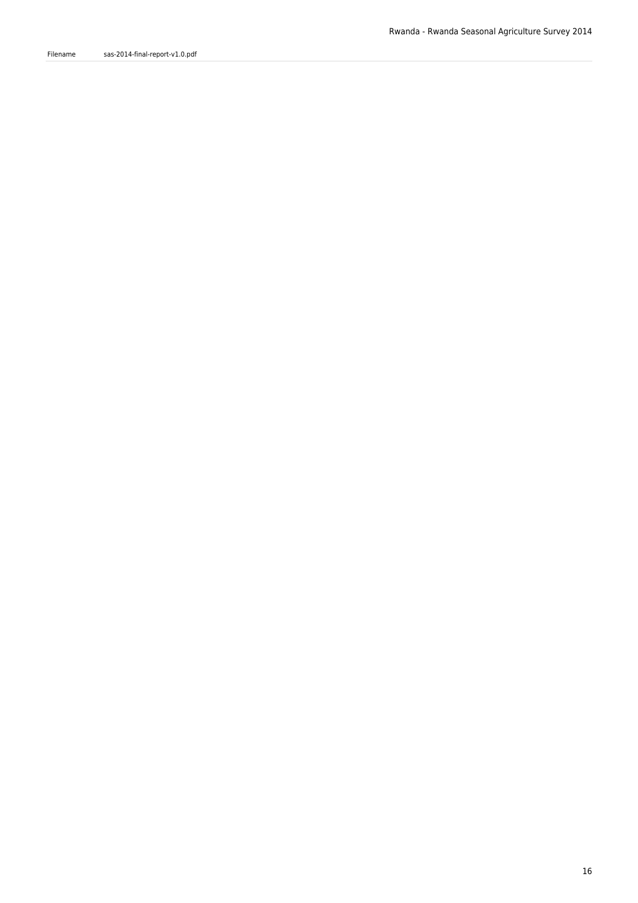| | |
|---|---|
| Filename | sas-2014-final-report-v1.0.pdf |